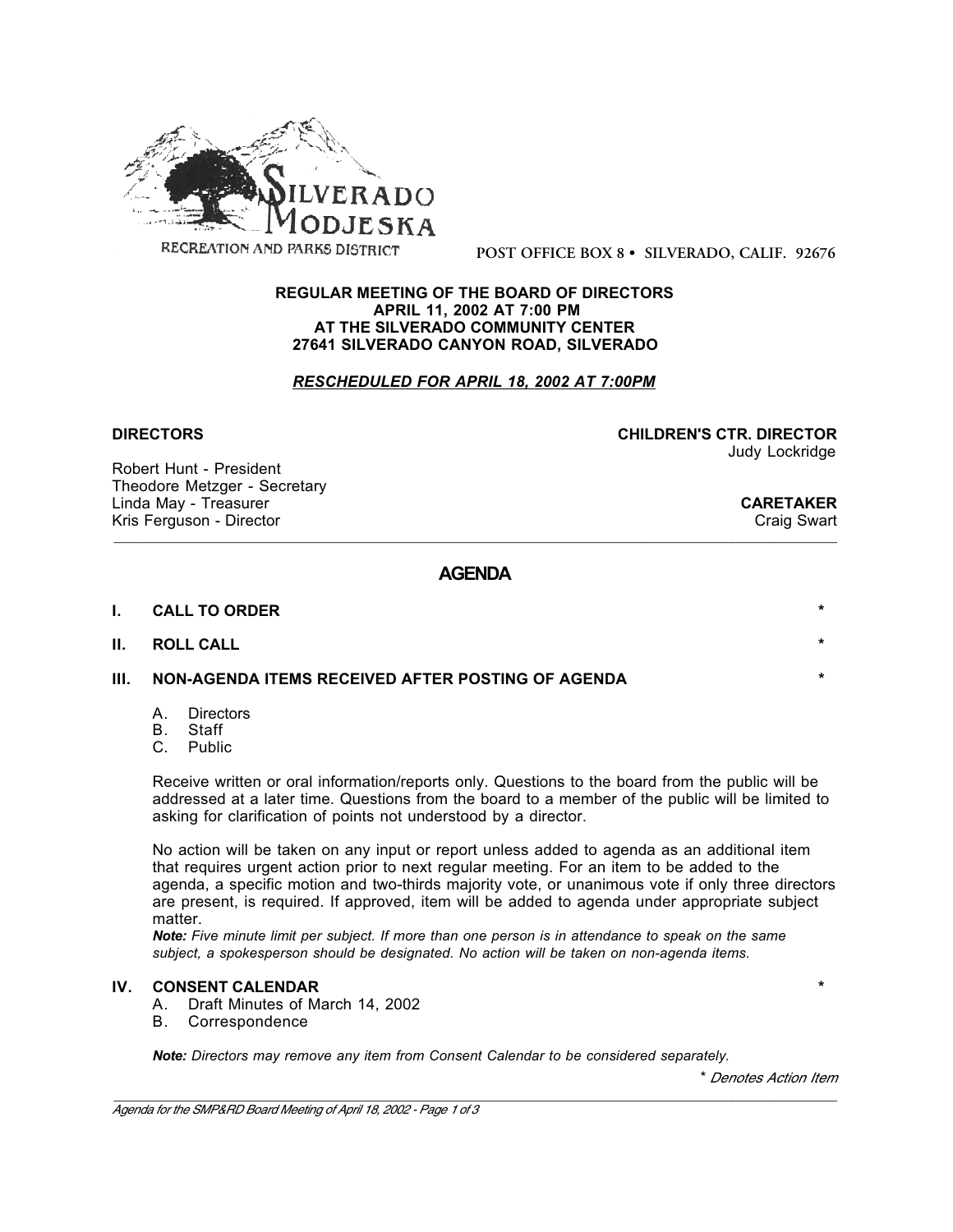SILVERADO MODJESKA

RECREATION AND PARKS DISTRICT

POST OFFICE BOX 8 • SILVERADO, CALIF. 92676

**REGULAR MEETING OF THE BOARD OF DIRECTORS**
**APRIL 11, 2002 AT 7:00 PM**
**AT THE SILVERADO COMMUNITY CENTER**
**27641 SILVERADO CANYON ROAD, SILVERADO**

***RESCHEDULED FOR APRIL 18, 2002 AT 7:00PM***

**DIRECTORS**

Robert Hunt - President
Theodore Metzger - Secretary
Linda May - Treasurer
Kris Ferguson - Director

**CHILDREN'S CTR. DIRECTOR**
Judy Lockridge

**CARETAKER**
Craig Swart

---

# AGENDA

**I. CALL TO ORDER** *

**II. ROLL CALL** *

**III. NON-AGENDA ITEMS RECEIVED AFTER POSTING OF AGENDA** *

A. Directors
B. Staff
C. Public

Receive written or oral information/reports only. Questions to the board from the public will be addressed at a later time. Questions from the board to a member of the public will be limited to asking for clarification of points not understood by a director.

No action will be taken on any input or report unless added to agenda as an additional item that requires urgent action prior to next regular meeting. For an item to be added to the agenda, a specific motion and two-thirds majority vote, or unanimous vote if only three directors are present, is required. If approved, item will be added to agenda under appropriate subject matter.
***Note:*** *Five minute limit per subject. If more than one person is in attendance to speak on the same subject, a spokesperson should be designated. No action will be taken on non-agenda items.*

**IV. CONSENT CALENDAR** *

A. Draft Minutes of March 14, 2002
B. Correspondence

***Note:*** *Directors may remove any item from Consent Calendar to be considered separately.*

*\* Denotes Action Item*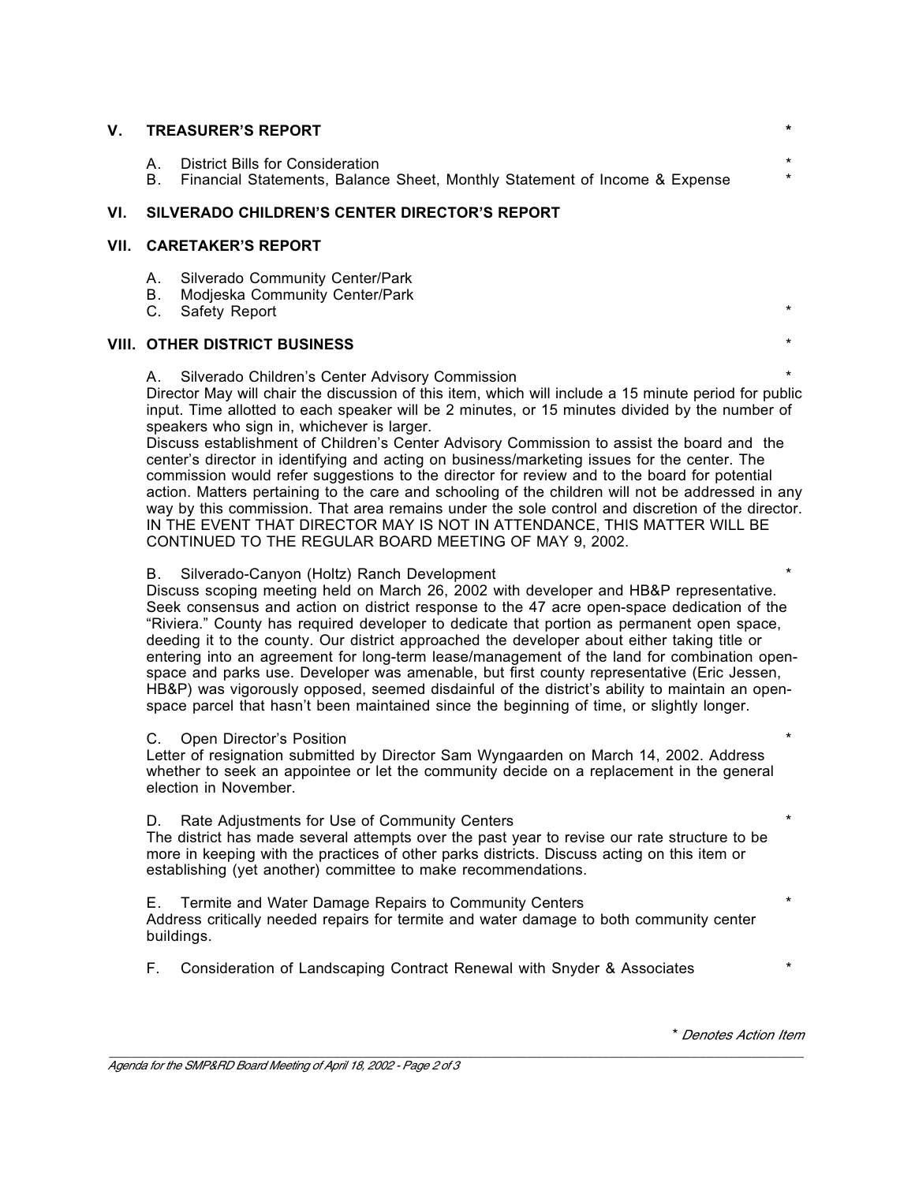## V. TREASURER'S REPORT *

A. District Bills for Consideration *
B. Financial Statements, Balance Sheet, Monthly Statement of Income & Expense *

## VI. SILVERADO CHILDREN'S CENTER DIRECTOR'S REPORT

## VII. CARETAKER'S REPORT

A. Silverado Community Center/Park
B. Modjeska Community Center/Park
C. Safety Report *

## VIII. OTHER DISTRICT BUSINESS *

A. Silverado Children's Center Advisory Commission *

Director May will chair the discussion of this item, which will include a 15 minute period for public input. Time allotted to each speaker will be 2 minutes, or 15 minutes divided by the number of speakers who sign in, whichever is larger.

Discuss establishment of Children's Center Advisory Commission to assist the board and the center's director in identifying and acting on business/marketing issues for the center. The commission would refer suggestions to the director for review and to the board for potential action. Matters pertaining to the care and schooling of the children will not be addressed in any way by this commission. That area remains under the sole control and discretion of the director. IN THE EVENT THAT DIRECTOR MAY IS NOT IN ATTENDANCE, THIS MATTER WILL BE CONTINUED TO THE REGULAR BOARD MEETING OF MAY 9, 2002.

B. Silverado-Canyon (Holtz) Ranch Development *

Discuss scoping meeting held on March 26, 2002 with developer and HB&P representative. Seek consensus and action on district response to the 47 acre open-space dedication of the "Riviera." County has required developer to dedicate that portion as permanent open space, deeding it to the county. Our district approached the developer about either taking title or entering into an agreement for long-term lease/management of the land for combination open-space and parks use. Developer was amenable, but first county representative (Eric Jessen, HB&P) was vigorously opposed, seemed disdainful of the district's ability to maintain an open-space parcel that hasn't been maintained since the beginning of time, or slightly longer.

C. Open Director's Position *

Letter of resignation submitted by Director Sam Wyngaarden on March 14, 2002. Address whether to seek an appointee or let the community decide on a replacement in the general election in November.

D. Rate Adjustments for Use of Community Centers *

The district has made several attempts over the past year to revise our rate structure to be more in keeping with the practices of other parks districts. Discuss acting on this item or establishing (yet another) committee to make recommendations.

E. Termite and Water Damage Repairs to Community Centers *

Address critically needed repairs for termite and water damage to both community center buildings.

F. Consideration of Landscaping Contract Renewal with Snyder & Associates *

*\* Denotes Action Item*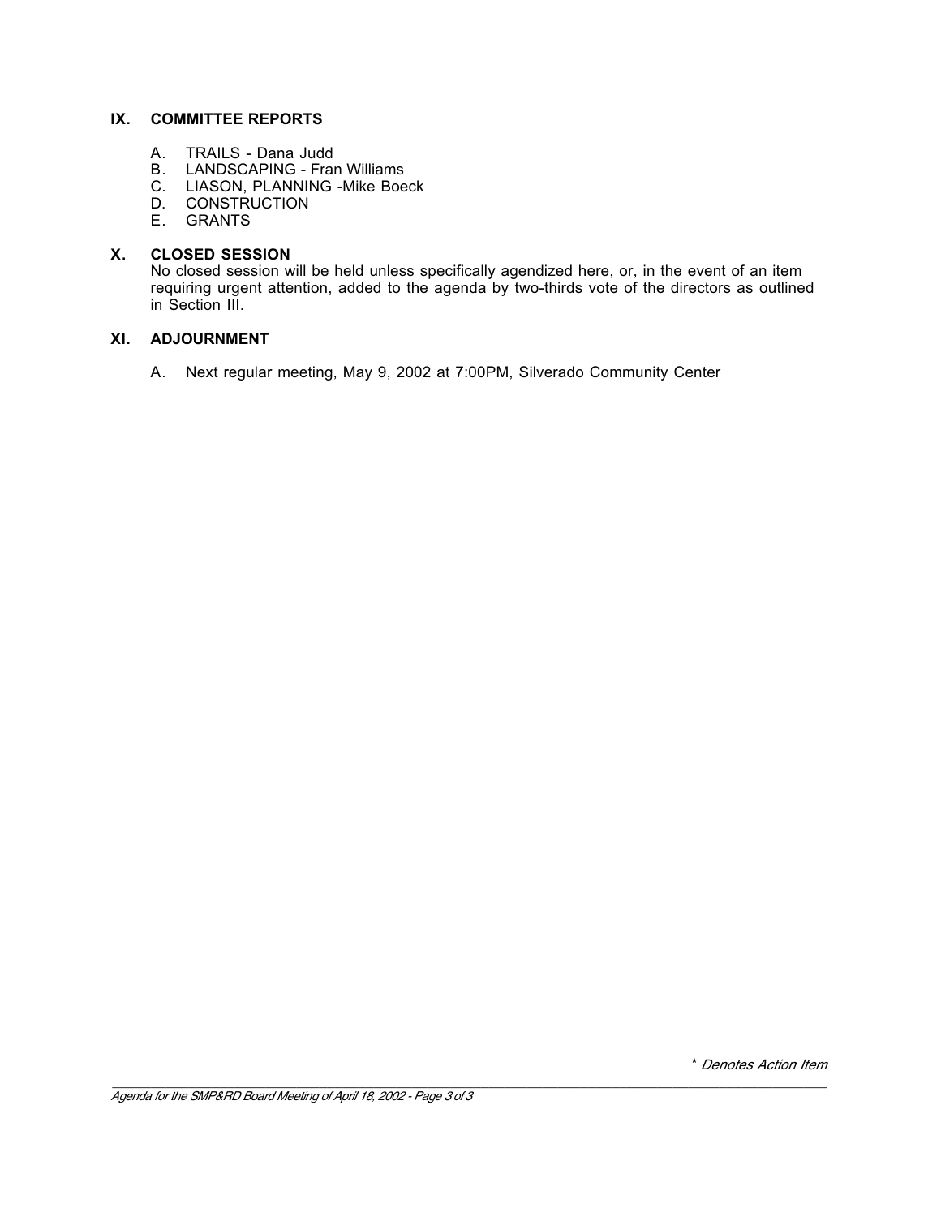## IX. COMMITTEE REPORTS

A. TRAILS - Dana Judd
B. LANDSCAPING - Fran Williams
C. LIASON, PLANNING -Mike Boeck
D. CONSTRUCTION
E. GRANTS

## X. CLOSED SESSION

No closed session will be held unless specifically agendized here, or, in the event of an item requiring urgent attention, added to the agenda by two-thirds vote of the directors as outlined in Section III.

## XI. ADJOURNMENT

A. Next regular meeting, May 9, 2002 at 7:00PM, Silverado Community Center

*\* Denotes Action Item*